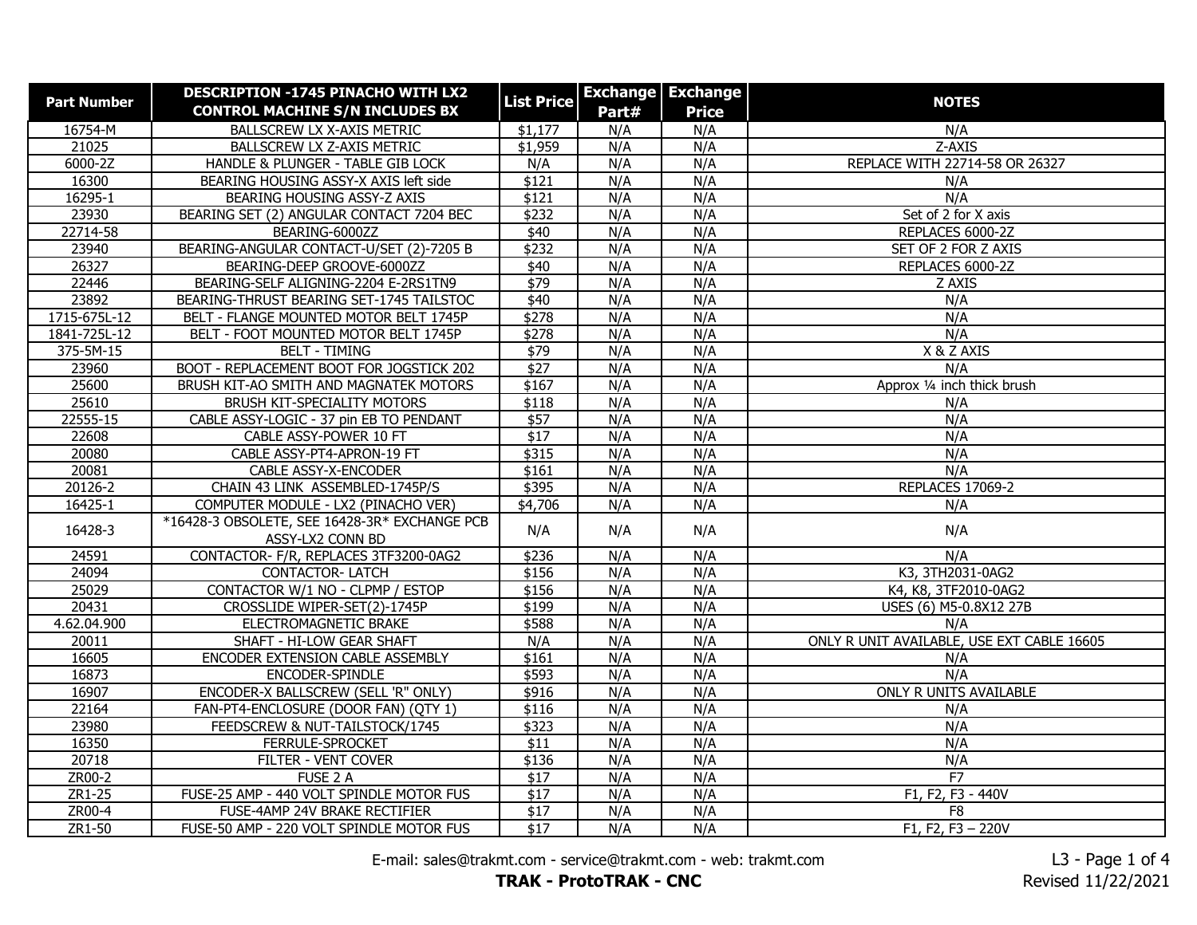| Part Number | DESCRIPTION -1745 PINACHO WITH LX2 CONTROL MACHINE S/N INCLUDES BX | List Price | Exchange Part# | Exchange Price | NOTES |
|---|---|---|---|---|---|
| 16754-M | BALLSCREW LX X-AXIS METRIC | $1,177 | N/A | N/A | N/A |
| 21025 | BALLSCREW LX Z-AXIS METRIC | $1,959 | N/A | N/A | Z-AXIS |
| 6000-2Z | HANDLE & PLUNGER - TABLE GIB LOCK | N/A | N/A | N/A | REPLACE WITH 22714-58 OR 26327 |
| 16300 | BEARING HOUSING ASSY-X AXIS left side | $121 | N/A | N/A | N/A |
| 16295-1 | BEARING HOUSING ASSY-Z AXIS | $121 | N/A | N/A | N/A |
| 23930 | BEARING SET (2) ANGULAR CONTACT 7204 BEC | $232 | N/A | N/A | Set of 2 for X axis |
| 22714-58 | BEARING-6000ZZ | $40 | N/A | N/A | REPLACES 6000-2Z |
| 23940 | BEARING-ANGULAR CONTACT-U/SET (2)-7205 B | $232 | N/A | N/A | SET OF 2 FOR Z AXIS |
| 26327 | BEARING-DEEP GROOVE-6000ZZ | $40 | N/A | N/A | REPLACES 6000-2Z |
| 22446 | BEARING-SELF ALIGNING-2204 E-2RS1TN9 | $79 | N/A | N/A | Z AXIS |
| 23892 | BEARING-THRUST BEARING SET-1745 TAILSTOC | $40 | N/A | N/A | N/A |
| 1715-675L-12 | BELT - FLANGE MOUNTED MOTOR BELT 1745P | $278 | N/A | N/A | N/A |
| 1841-725L-12 | BELT - FOOT MOUNTED MOTOR BELT 1745P | $278 | N/A | N/A | N/A |
| 375-5M-15 | BELT - TIMING | $79 | N/A | N/A | X & Z AXIS |
| 23960 | BOOT - REPLACEMENT BOOT FOR JOGSTICK 202 | $27 | N/A | N/A | N/A |
| 25600 | BRUSH KIT-AO SMITH AND MAGNATEK MOTORS | $167 | N/A | N/A | Approx ¼ inch thick brush |
| 25610 | BRUSH KIT-SPECIALITY MOTORS | $118 | N/A | N/A | N/A |
| 22555-15 | CABLE ASSY-LOGIC - 37 pin EB TO PENDANT | $57 | N/A | N/A | N/A |
| 22608 | CABLE ASSY-POWER 10 FT | $17 | N/A | N/A | N/A |
| 20080 | CABLE ASSY-PT4-APRON-19 FT | $315 | N/A | N/A | N/A |
| 20081 | CABLE ASSY-X-ENCODER | $161 | N/A | N/A | N/A |
| 20126-2 | CHAIN 43 LINK ASSEMBLED-1745P/S | $395 | N/A | N/A | REPLACES 17069-2 |
| 16425-1 | COMPUTER MODULE - LX2 (PINACHO VER) | $4,706 | N/A | N/A | N/A |
| 16428-3 | *16428-3 OBSOLETE, SEE 16428-3R* EXCHANGE PCB ASSY-LX2 CONN BD | N/A | N/A | N/A | N/A |
| 24591 | CONTACTOR- F/R, REPLACES 3TF3200-0AG2 | $236 | N/A | N/A | N/A |
| 24094 | CONTACTOR- LATCH | $156 | N/A | N/A | K3, 3TH2031-0AG2 |
| 25029 | CONTACTOR W/1 NO - CLPMP / ESTOP | $156 | N/A | N/A | K4, K8, 3TF2010-0AG2 |
| 20431 | CROSSLIDE WIPER-SET(2)-1745P | $199 | N/A | N/A | USES (6) M5-0.8X12 27B |
| 4.62.04.900 | ELECTROMAGNETIC BRAKE | $588 | N/A | N/A | N/A |
| 20011 | SHAFT - HI-LOW GEAR SHAFT | N/A | N/A | N/A | ONLY R UNIT AVAILABLE, USE EXT CABLE 16605 |
| 16605 | ENCODER EXTENSION CABLE ASSEMBLY | $161 | N/A | N/A | N/A |
| 16873 | ENCODER-SPINDLE | $593 | N/A | N/A | N/A |
| 16907 | ENCODER-X BALLSCREW (SELL 'R" ONLY) | $916 | N/A | N/A | ONLY R UNITS AVAILABLE |
| 22164 | FAN-PT4-ENCLOSURE (DOOR FAN) (QTY 1) | $116 | N/A | N/A | N/A |
| 23980 | FEEDSCREW & NUT-TAILSTOCK/1745 | $323 | N/A | N/A | N/A |
| 16350 | FERRULE-SPROCKET | $11 | N/A | N/A | N/A |
| 20718 | FILTER - VENT COVER | $136 | N/A | N/A | N/A |
| ZR00-2 | FUSE 2 A | $17 | N/A | N/A | F7 |
| ZR1-25 | FUSE-25 AMP - 440 VOLT SPINDLE MOTOR FUS | $17 | N/A | N/A | F1, F2, F3 - 440V |
| ZR00-4 | FUSE-4AMP 24V BRAKE RECTIFIER | $17 | N/A | N/A | F8 |
| ZR1-50 | FUSE-50 AMP - 220 VOLT SPINDLE MOTOR FUS | $17 | N/A | N/A | F1, F2, F3 – 220V |

E-mail: sales@trakmt.com - service@trakmt.com - web: trakmt.com

**TRAK - ProtoTRAK - CNC**

Revised 11/22/2021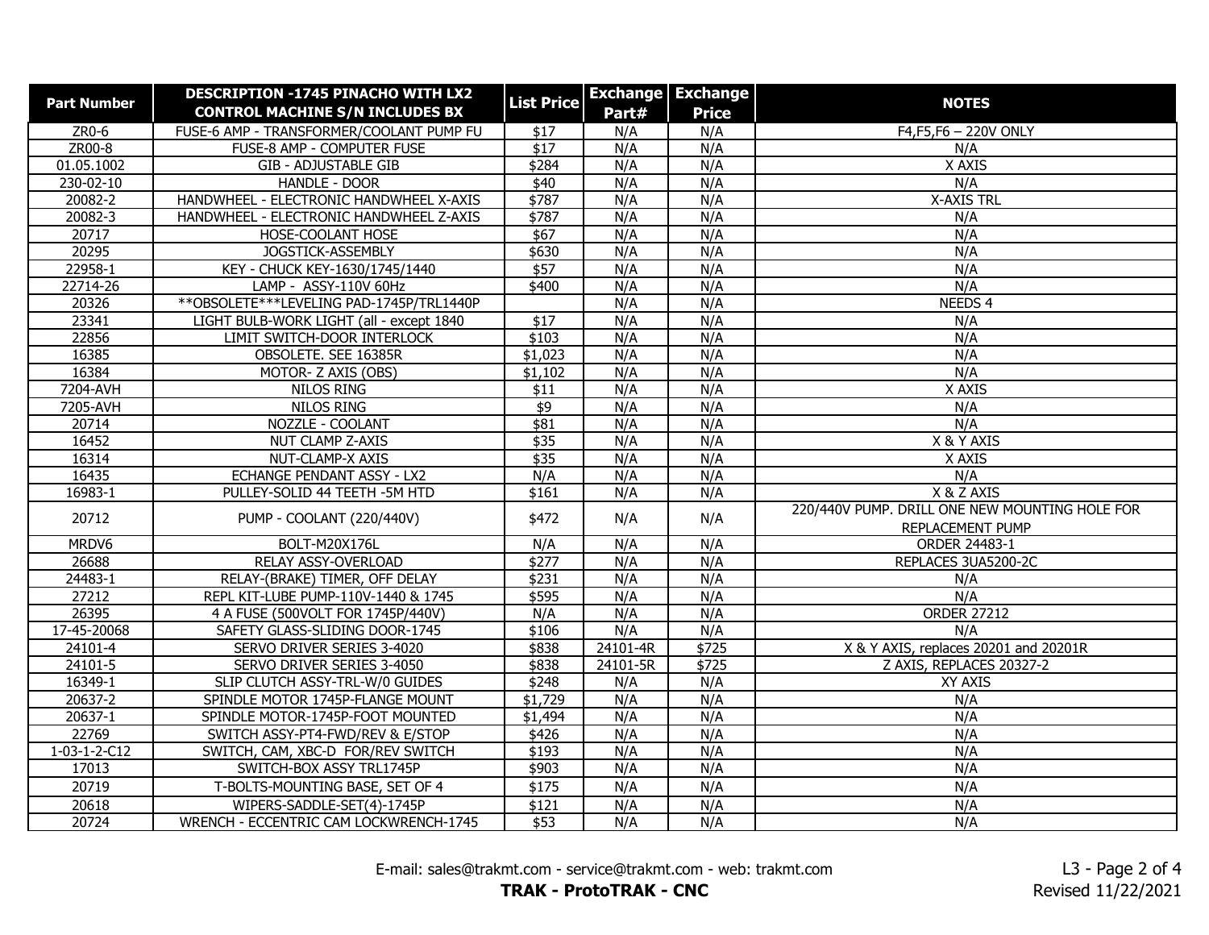| Part Number | DESCRIPTION -1745 PINACHO WITH LX2 CONTROL MACHINE S/N INCLUDES BX | List Price | Exchange Part# | Exchange Price | NOTES |
|---|---|---|---|---|---|
| ZR0-6 | FUSE-6 AMP - TRANSFORMER/COOLANT PUMP FU | $17 | N/A | N/A | F4,F5,F6 – 220V ONLY |
| ZR00-8 | FUSE-8 AMP - COMPUTER FUSE | $17 | N/A | N/A | N/A |
| 01.05.1002 | GIB - ADJUSTABLE GIB | $284 | N/A | N/A | X AXIS |
| 230-02-10 | HANDLE - DOOR | $40 | N/A | N/A | N/A |
| 20082-2 | HANDWHEEL - ELECTRONIC HANDWHEEL X-AXIS | $787 | N/A | N/A | X-AXIS TRL |
| 20082-3 | HANDWHEEL - ELECTRONIC HANDWHEEL Z-AXIS | $787 | N/A | N/A | N/A |
| 20717 | HOSE-COOLANT HOSE | $67 | N/A | N/A | N/A |
| 20295 | JOGSTICK-ASSEMBLY | $630 | N/A | N/A | N/A |
| 22958-1 | KEY - CHUCK KEY-1630/1745/1440 | $57 | N/A | N/A | N/A |
| 22714-26 | LAMP - ASSY-110V 60Hz | $400 | N/A | N/A | N/A |
| 20326 | **OBSOLETE***LEVELING PAD-1745P/TRL1440P | | N/A | N/A | NEEDS 4 |
| 23341 | LIGHT BULB-WORK LIGHT (all - except 1840 | $17 | N/A | N/A | N/A |
| 22856 | LIMIT SWITCH-DOOR INTERLOCK | $103 | N/A | N/A | N/A |
| 16385 | OBSOLETE. SEE 16385R | $1,023 | N/A | N/A | N/A |
| 16384 | MOTOR- Z AXIS (OBS) | $1,102 | N/A | N/A | N/A |
| 7204-AVH | NILOS RING | $11 | N/A | N/A | X AXIS |
| 7205-AVH | NILOS RING | $9 | N/A | N/A | N/A |
| 20714 | NOZZLE - COOLANT | $81 | N/A | N/A | N/A |
| 16452 | NUT CLAMP Z-AXIS | $35 | N/A | N/A | X & Y AXIS |
| 16314 | NUT-CLAMP-X AXIS | $35 | N/A | N/A | X AXIS |
| 16435 | ECHANGE PENDANT ASSY - LX2 | N/A | N/A | N/A | N/A |
| 16983-1 | PULLEY-SOLID 44 TEETH -5M HTD | $161 | N/A | N/A | X & Z AXIS |
| 20712 | PUMP - COOLANT (220/440V) | $472 | N/A | N/A | 220/440V PUMP. DRILL ONE NEW MOUNTING HOLE FOR REPLACEMENT PUMP |
| MRDV6 | BOLT-M20X176L | N/A | N/A | N/A | ORDER 24483-1 |
| 26688 | RELAY ASSY-OVERLOAD | $277 | N/A | N/A | REPLACES 3UA5200-2C |
| 24483-1 | RELAY-(BRAKE) TIMER, OFF DELAY | $231 | N/A | N/A | N/A |
| 27212 | REPL KIT-LUBE PUMP-110V-1440 & 1745 | $595 | N/A | N/A | N/A |
| 26395 | 4 A FUSE (500VOLT FOR 1745P/440V) | N/A | N/A | N/A | ORDER 27212 |
| 17-45-20068 | SAFETY GLASS-SLIDING DOOR-1745 | $106 | N/A | N/A | N/A |
| 24101-4 | SERVO DRIVER SERIES 3-4020 | $838 | 24101-4R | $725 | X & Y AXIS, replaces 20201 and 20201R |
| 24101-5 | SERVO DRIVER SERIES 3-4050 | $838 | 24101-5R | $725 | Z AXIS, REPLACES 20327-2 |
| 16349-1 | SLIP CLUTCH ASSY-TRL-W/0 GUIDES | $248 | N/A | N/A | XY AXIS |
| 20637-2 | SPINDLE MOTOR 1745P-FLANGE MOUNT | $1,729 | N/A | N/A | N/A |
| 20637-1 | SPINDLE MOTOR-1745P-FOOT MOUNTED | $1,494 | N/A | N/A | N/A |
| 22769 | SWITCH ASSY-PT4-FWD/REV & E/STOP | $426 | N/A | N/A | N/A |
| 1-03-1-2-C12 | SWITCH, CAM, XBC-D FOR/REV SWITCH | $193 | N/A | N/A | N/A |
| 17013 | SWITCH-BOX ASSY TRL1745P | $903 | N/A | N/A | N/A |
| 20719 | T-BOLTS-MOUNTING BASE, SET OF 4 | $175 | N/A | N/A | N/A |
| 20618 | WIPERS-SADDLE-SET(4)-1745P | $121 | N/A | N/A | N/A |
| 20724 | WRENCH - ECCENTRIC CAM LOCKWRENCH-1745 | $53 | N/A | N/A | N/A |

E-mail: sales@trakmt.com - service@trakmt.com - web: trakmt.com

**TRAK - ProtoTRAK - CNC**

Revised 11/22/2021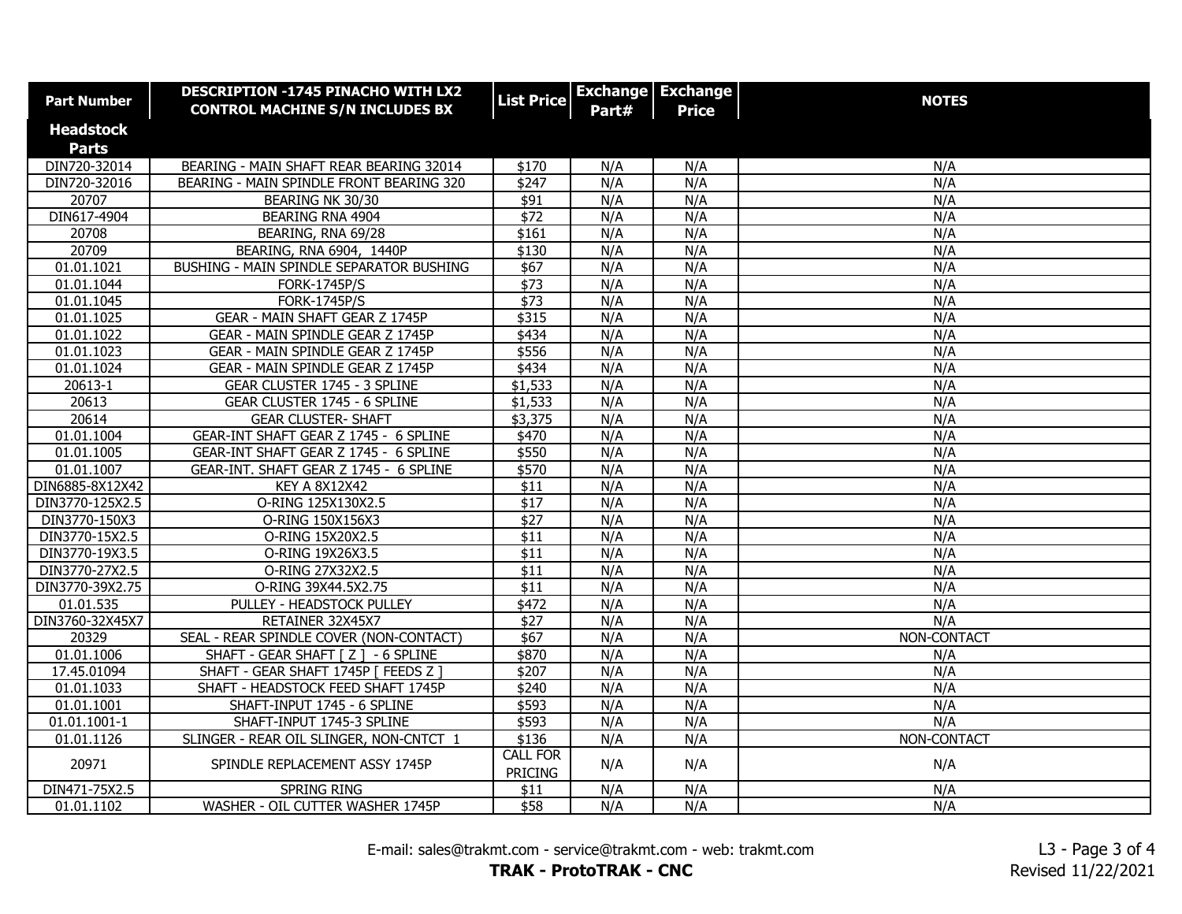| Part Number | DESCRIPTION -1745 PINACHO WITH LX2 CONTROL MACHINE S/N INCLUDES BX | List Price | Exchange Part# | Exchange Price | NOTES |
|---|---|---|---|---|---|
| **Headstock Parts** | | | | | |
| DIN720-32014 | BEARING - MAIN SHAFT REAR BEARING 32014 | $170 | N/A | N/A | N/A |
| DIN720-32016 | BEARING - MAIN SPINDLE FRONT BEARING 320 | $247 | N/A | N/A | N/A |
| 20707 | BEARING NK 30/30 | $91 | N/A | N/A | N/A |
| DIN617-4904 | BEARING RNA 4904 | $72 | N/A | N/A | N/A |
| 20708 | BEARING, RNA 69/28 | $161 | N/A | N/A | N/A |
| 20709 | BEARING, RNA 6904, 1440P | $130 | N/A | N/A | N/A |
| 01.01.1021 | BUSHING - MAIN SPINDLE SEPARATOR BUSHING | $67 | N/A | N/A | N/A |
| 01.01.1044 | FORK-1745P/S | $73 | N/A | N/A | N/A |
| 01.01.1045 | FORK-1745P/S | $73 | N/A | N/A | N/A |
| 01.01.1025 | GEAR - MAIN SHAFT GEAR Z 1745P | $315 | N/A | N/A | N/A |
| 01.01.1022 | GEAR - MAIN SPINDLE GEAR Z 1745P | $434 | N/A | N/A | N/A |
| 01.01.1023 | GEAR - MAIN SPINDLE GEAR Z 1745P | $556 | N/A | N/A | N/A |
| 01.01.1024 | GEAR - MAIN SPINDLE GEAR Z 1745P | $434 | N/A | N/A | N/A |
| 20613-1 | GEAR CLUSTER 1745 - 3 SPLINE | $1,533 | N/A | N/A | N/A |
| 20613 | GEAR CLUSTER 1745 - 6 SPLINE | $1,533 | N/A | N/A | N/A |
| 20614 | GEAR CLUSTER- SHAFT | $3,375 | N/A | N/A | N/A |
| 01.01.1004 | GEAR-INT SHAFT GEAR Z 1745 - 6 SPLINE | $470 | N/A | N/A | N/A |
| 01.01.1005 | GEAR-INT SHAFT GEAR Z 1745 - 6 SPLINE | $550 | N/A | N/A | N/A |
| 01.01.1007 | GEAR-INT. SHAFT GEAR Z 1745 - 6 SPLINE | $570 | N/A | N/A | N/A |
| DIN6885-8X12X42 | KEY A 8X12X42 | $11 | N/A | N/A | N/A |
| DIN3770-125X2.5 | O-RING 125X130X2.5 | $17 | N/A | N/A | N/A |
| DIN3770-150X3 | O-RING 150X156X3 | $27 | N/A | N/A | N/A |
| DIN3770-15X2.5 | O-RING 15X20X2.5 | $11 | N/A | N/A | N/A |
| DIN3770-19X3.5 | O-RING 19X26X3.5 | $11 | N/A | N/A | N/A |
| DIN3770-27X2.5 | O-RING 27X32X2.5 | $11 | N/A | N/A | N/A |
| DIN3770-39X2.75 | O-RING 39X44.5X2.75 | $11 | N/A | N/A | N/A |
| 01.01.535 | PULLEY - HEADSTOCK PULLEY | $472 | N/A | N/A | N/A |
| DIN3760-32X45X7 | RETAINER 32X45X7 | $27 | N/A | N/A | N/A |
| 20329 | SEAL - REAR SPINDLE COVER (NON-CONTACT) | $67 | N/A | N/A | NON-CONTACT |
| 01.01.1006 | SHAFT - GEAR SHAFT [ Z ] - 6 SPLINE | $870 | N/A | N/A | N/A |
| 17.45.01094 | SHAFT - GEAR SHAFT 1745P [ FEEDS Z ] | $207 | N/A | N/A | N/A |
| 01.01.1033 | SHAFT - HEADSTOCK FEED SHAFT 1745P | $240 | N/A | N/A | N/A |
| 01.01.1001 | SHAFT-INPUT 1745 - 6 SPLINE | $593 | N/A | N/A | N/A |
| 01.01.1001-1 | SHAFT-INPUT 1745-3 SPLINE | $593 | N/A | N/A | N/A |
| 01.01.1126 | SLINGER - REAR OIL SLINGER, NON-CNTCT 1 | $136 | N/A | N/A | NON-CONTACT |
| 20971 | SPINDLE REPLACEMENT ASSY 1745P | CALL FOR PRICING | N/A | N/A | N/A |
| DIN471-75X2.5 | SPRING RING | $11 | N/A | N/A | N/A |
| 01.01.1102 | WASHER - OIL CUTTER WASHER 1745P | $58 | N/A | N/A | N/A |

E-mail: sales@trakmt.com - service@trakmt.com - web: trakmt.com

**TRAK - ProtoTRAK - CNC**

Revised 11/22/2021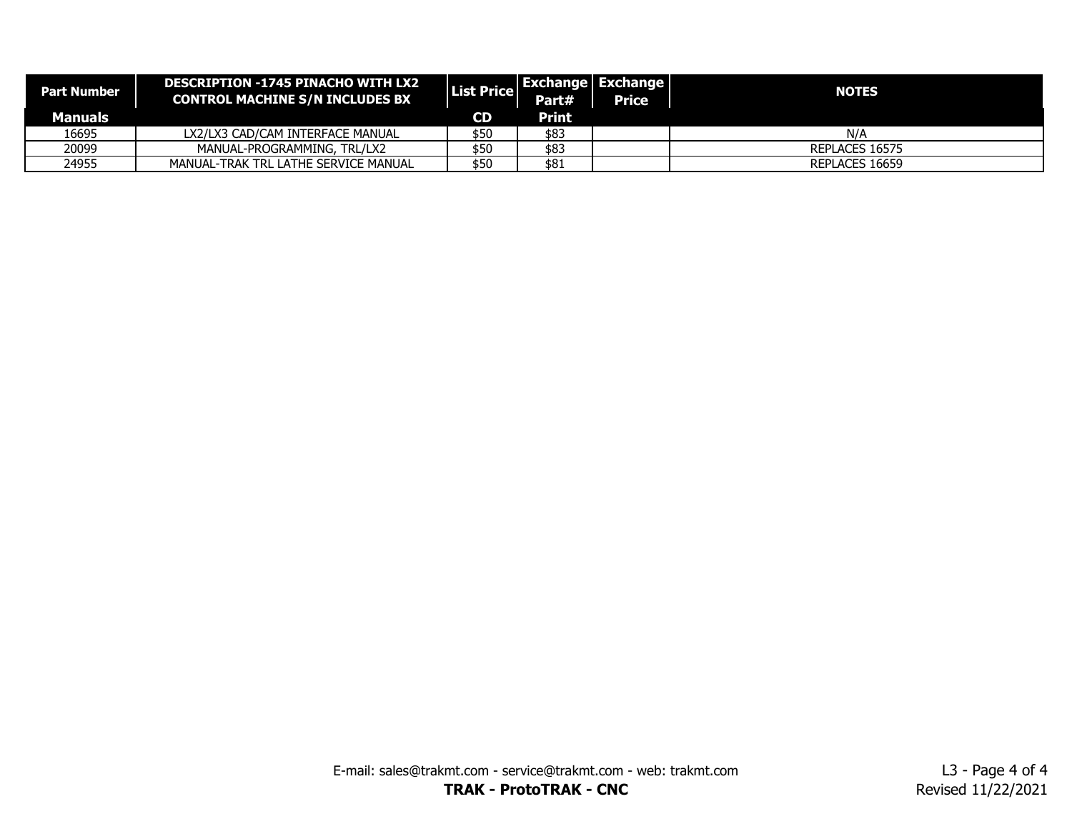| Part Number | DESCRIPTION -1745 PINACHO WITH LX2 CONTROL MACHINE S/N INCLUDES BX | List Price | Exchange Part# | Exchange Price | NOTES |
|---|---|---|---|---|---|
| **Manuals** | | **CD** | **Print** | | |
| 16695 | LX2/LX3 CAD/CAM INTERFACE MANUAL | $50 | $83 | | N/A |
| 20099 | MANUAL-PROGRAMMING, TRL/LX2 | $50 | $83 | | REPLACES 16575 |
| 24955 | MANUAL-TRAK TRL LATHE SERVICE MANUAL | $50 | $81 | | REPLACES 16659 |

E-mail: sales@trakmt.com - service@trakmt.com - web: trakmt.com

**TRAK - ProtoTRAK - CNC**

Revised 11/22/2021